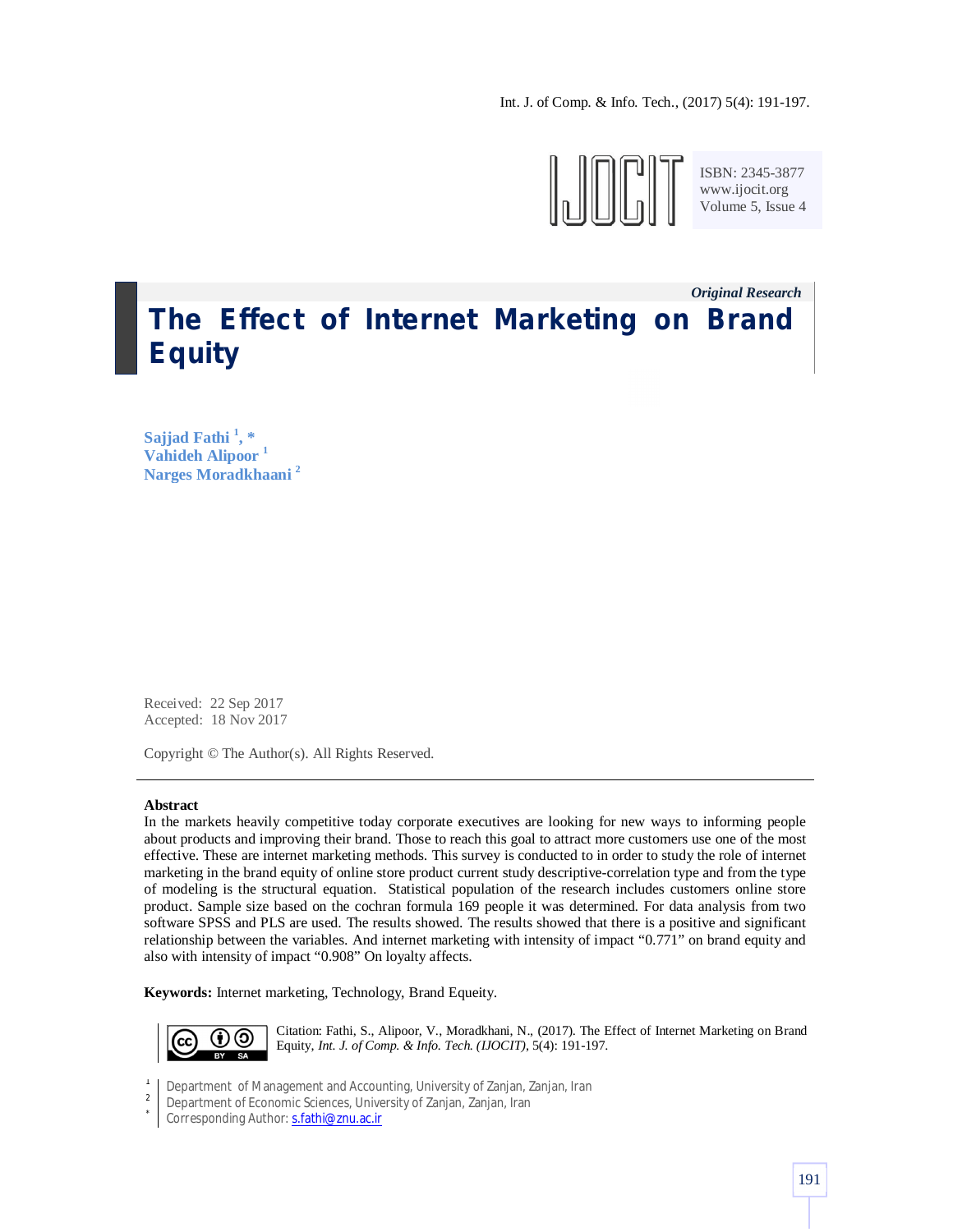*Original Research*

# The Effect of Internet Marketing on Brand Equity

**Sajjad Fathi [1], ***
**Vahideh Alipoor [1]**
**Narges Moradkhaani [2]**

Received: 22 Sep 2017
Accepted: 18 Nov 2017

Copyright © The Author(s). All Rights Reserved.

**Abstract**

In the markets heavily competitive today corporate executives are looking for new ways to informing people about products and improving their brand. Those to reach this goal to attract more customers use one of the most effective. These are internet marketing methods. This survey is conducted to in order to study the role of internet marketing in the brand equity of online store product current study descriptive-correlation type and from the type of modeling is the structural equation. Statistical population of the research includes customers online store product. Sample size based on the cochran formula 169 people it was determined. For data analysis from two software SPSS and PLS are used. The results showed. The results showed that there is a positive and significant relationship between the variables. And internet marketing with intensity of impact "0.771" on brand equity and also with intensity of impact "0.908" On loyalty affects.

**Keywords:** Internet marketing, Technology, Brand Equeity.

Citation: Fathi, S., Alipoor, V., Moradkhani, N., (2017). The Effect of Internet Marketing on Brand Equity, *Int. J. of Comp. & Info. Tech. (IJOCIT)*, 5(4): 191-197.

[1] Department of Management and Accounting, University of Zanjan, Zanjan, Iran
[2] Department of Economic Sciences, University of Zanjan, Zanjan, Iran
[*] Corresponding Author: s.fathi@znu.ac.ir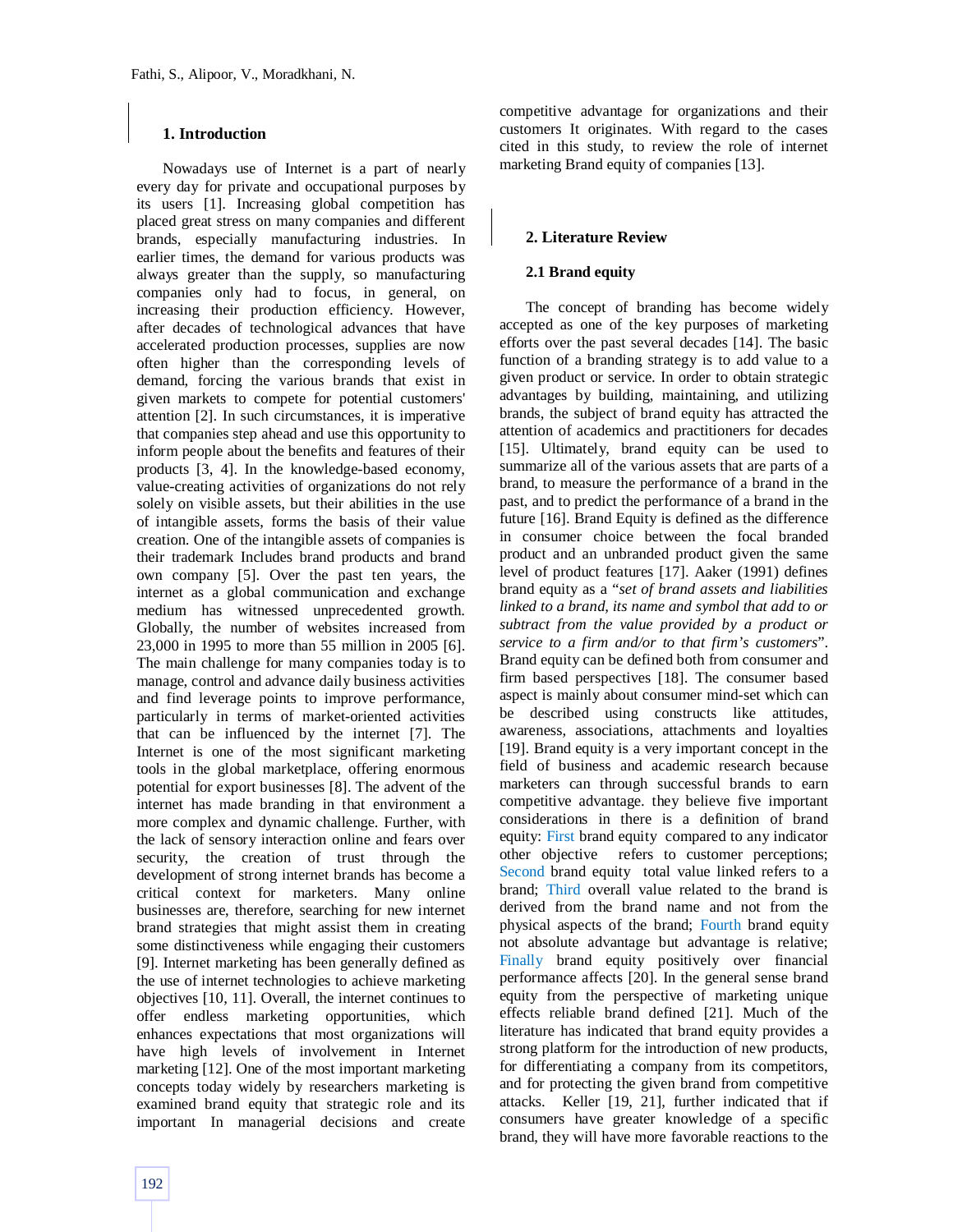## 1. Introduction

Nowadays use of Internet is a part of nearly every day for private and occupational purposes by its users [1]. Increasing global competition has placed great stress on many companies and different brands, especially manufacturing industries. In earlier times, the demand for various products was always greater than the supply, so manufacturing companies only had to focus, in general, on increasing their production efficiency. However, after decades of technological advances that have accelerated production processes, supplies are now often higher than the corresponding levels of demand, forcing the various brands that exist in given markets to compete for potential customers' attention [2]. In such circumstances, it is imperative that companies step ahead and use this opportunity to inform people about the benefits and features of their products [3, 4]. In the knowledge-based economy, value-creating activities of organizations do not rely solely on visible assets, but their abilities in the use of intangible assets, forms the basis of their value creation. One of the intangible assets of companies is their trademark Includes brand products and brand own company [5]. Over the past ten years, the internet as a global communication and exchange medium has witnessed unprecedented growth. Globally, the number of websites increased from 23,000 in 1995 to more than 55 million in 2005 [6]. The main challenge for many companies today is to manage, control and advance daily business activities and find leverage points to improve performance, particularly in terms of market-oriented activities that can be influenced by the internet [7]. The Internet is one of the most significant marketing tools in the global marketplace, offering enormous potential for export businesses [8]. The advent of the internet has made branding in that environment a more complex and dynamic challenge. Further, with the lack of sensory interaction online and fears over security, the creation of trust through the development of strong internet brands has become a critical context for marketers. Many online businesses are, therefore, searching for new internet brand strategies that might assist them in creating some distinctiveness while engaging their customers [9]. Internet marketing has been generally defined as the use of internet technologies to achieve marketing objectives [10, 11]. Overall, the internet continues to offer endless marketing opportunities, which enhances expectations that most organizations will have high levels of involvement in Internet marketing [12]. One of the most important marketing concepts today widely by researchers marketing is examined brand equity that strategic role and its important In managerial decisions and create competitive advantage for organizations and their customers It originates. With regard to the cases cited in this study, to review the role of internet marketing Brand equity of companies [13].

## 2. Literature Review

### 2.1 Brand equity

The concept of branding has become widely accepted as one of the key purposes of marketing efforts over the past several decades [14]. The basic function of a branding strategy is to add value to a given product or service. In order to obtain strategic advantages by building, maintaining, and utilizing brands, the subject of brand equity has attracted the attention of academics and practitioners for decades [15]. Ultimately, brand equity can be used to summarize all of the various assets that are parts of a brand, to measure the performance of a brand in the past, and to predict the performance of a brand in the future [16]. Brand Equity is defined as the difference in consumer choice between the focal branded product and an unbranded product given the same level of product features [17]. Aaker (1991) defines brand equity as a "*set of brand assets and liabilities linked to a brand, its name and symbol that add to or subtract from the value provided by a product or service to a firm and/or to that firm's customers*". Brand equity can be defined both from consumer and firm based perspectives [18]. The consumer based aspect is mainly about consumer mind-set which can be described using constructs like attitudes, awareness, associations, attachments and loyalties [19]. Brand equity is a very important concept in the field of business and academic research because marketers can through successful brands to earn competitive advantage. they believe five important considerations in there is a definition of brand equity: First brand equity compared to any indicator other objective refers to customer perceptions; Second brand equity total value linked refers to a brand; Third overall value related to the brand is derived from the brand name and not from the physical aspects of the brand; Fourth brand equity not absolute advantage but advantage is relative; Finally brand equity positively over financial performance affects [20]. In the general sense brand equity from the perspective of marketing unique effects reliable brand defined [21]. Much of the literature has indicated that brand equity provides a strong platform for the introduction of new products, for differentiating a company from its competitors, and for protecting the given brand from competitive attacks. Keller [19, 21], further indicated that if consumers have greater knowledge of a specific brand, they will have more favorable reactions to the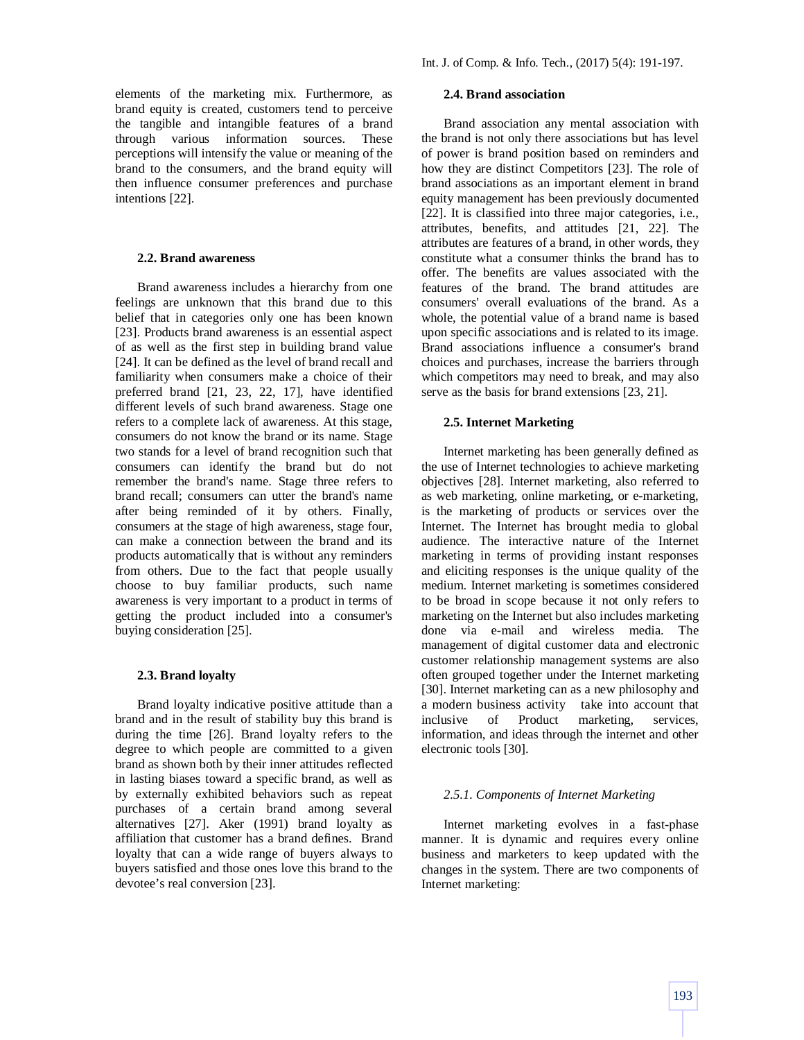elements of the marketing mix. Furthermore, as brand equity is created, customers tend to perceive the tangible and intangible features of a brand through various information sources. These perceptions will intensify the value or meaning of the brand to the consumers, and the brand equity will then influence consumer preferences and purchase intentions [22].

### 2.2. Brand awareness

Brand awareness includes a hierarchy from one feelings are unknown that this brand due to this belief that in categories only one has been known [23]. Products brand awareness is an essential aspect of as well as the first step in building brand value [24]. It can be defined as the level of brand recall and familiarity when consumers make a choice of their preferred brand [21, 23, 22, 17], have identified different levels of such brand awareness. Stage one refers to a complete lack of awareness. At this stage, consumers do not know the brand or its name. Stage two stands for a level of brand recognition such that consumers can identify the brand but do not remember the brand's name. Stage three refers to brand recall; consumers can utter the brand's name after being reminded of it by others. Finally, consumers at the stage of high awareness, stage four, can make a connection between the brand and its products automatically that is without any reminders from others. Due to the fact that people usually choose to buy familiar products, such name awareness is very important to a product in terms of getting the product included into a consumer's buying consideration [25].

### 2.3. Brand loyalty

Brand loyalty indicative positive attitude than a brand and in the result of stability buy this brand is during the time [26]. Brand loyalty refers to the degree to which people are committed to a given brand as shown both by their inner attitudes reflected in lasting biases toward a specific brand, as well as by externally exhibited behaviors such as repeat purchases of a certain brand among several alternatives [27]. Aker (1991) brand loyalty as affiliation that customer has a brand defines. Brand loyalty that can a wide range of buyers always to buyers satisfied and those ones love this brand to the devotee's real conversion [23].

### 2.4. Brand association

Brand association any mental association with the brand is not only there associations but has level of power is brand position based on reminders and how they are distinct Competitors [23]. The role of brand associations as an important element in brand equity management has been previously documented [22]. It is classified into three major categories, i.e., attributes, benefits, and attitudes [21, 22]. The attributes are features of a brand, in other words, they constitute what a consumer thinks the brand has to offer. The benefits are values associated with the features of the brand. The brand attitudes are consumers' overall evaluations of the brand. As a whole, the potential value of a brand name is based upon specific associations and is related to its image. Brand associations influence a consumer's brand choices and purchases, increase the barriers through which competitors may need to break, and may also serve as the basis for brand extensions [23, 21].

### 2.5. Internet Marketing

Internet marketing has been generally defined as the use of Internet technologies to achieve marketing objectives [28]. Internet marketing, also referred to as web marketing, online marketing, or e-marketing, is the marketing of products or services over the Internet. The Internet has brought media to global audience. The interactive nature of the Internet marketing in terms of providing instant responses and eliciting responses is the unique quality of the medium. Internet marketing is sometimes considered to be broad in scope because it not only refers to marketing on the Internet but also includes marketing done via e-mail and wireless media. The management of digital customer data and electronic customer relationship management systems are also often grouped together under the Internet marketing [30]. Internet marketing can as a new philosophy and a modern business activity take into account that inclusive of Product marketing, services, information, and ideas through the internet and other electronic tools [30].

#### *2.5.1. Components of Internet Marketing*

Internet marketing evolves in a fast-phase manner. It is dynamic and requires every online business and marketers to keep updated with the changes in the system. There are two components of Internet marketing: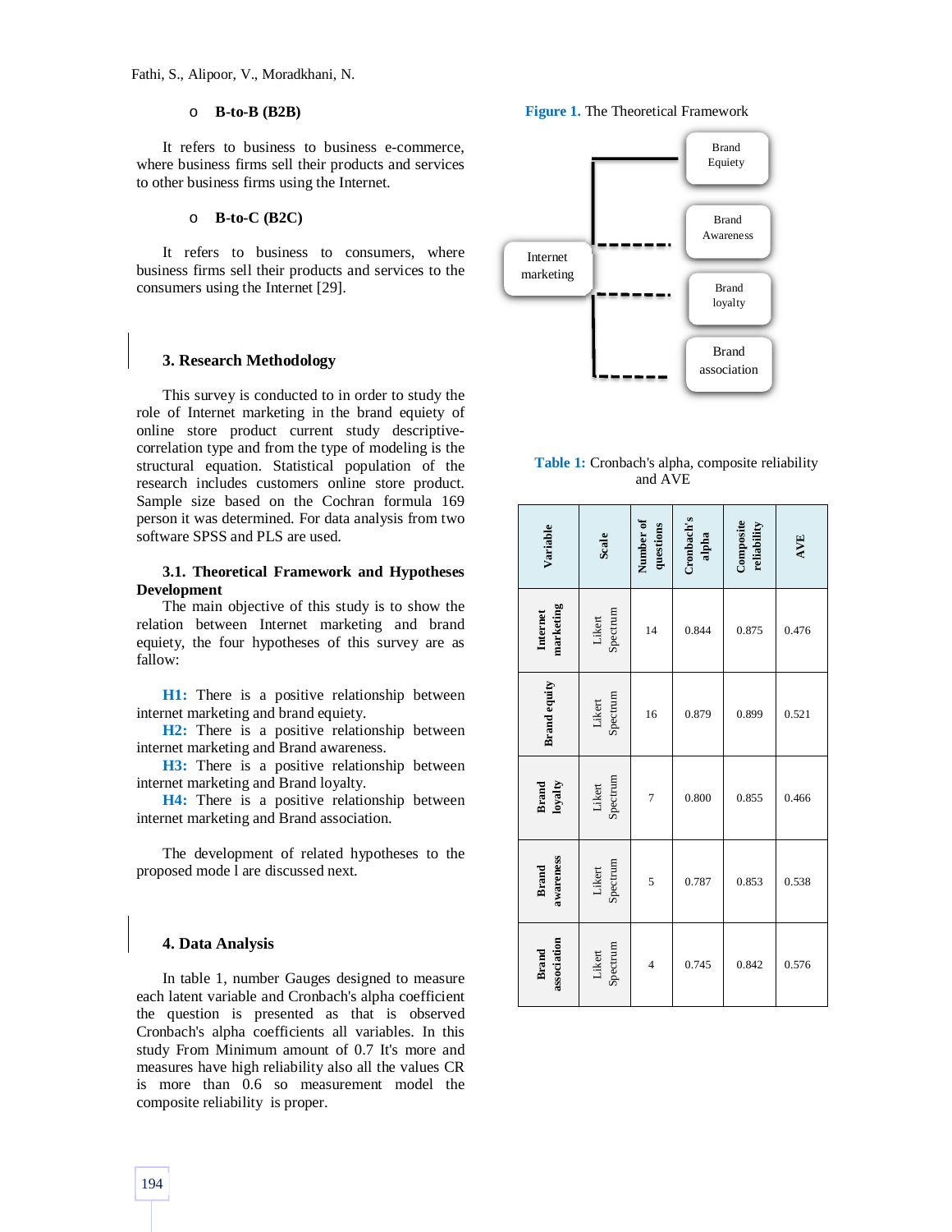- B-to-B (B2B)

It refers to business to business e-commerce, where business firms sell their products and services to other business firms using the Internet.

- B-to-C (B2C)

It refers to business to consumers, where business firms sell their products and services to the consumers using the Internet [29].

## 3. Research Methodology

This survey is conducted to in order to study the role of Internet marketing in the brand equity of online store product current study descriptive-correlation type and from the type of modeling is the structural equation. Statistical population of the research includes customers online store product. Sample size based on the Cochran formula 169 person it was determined. For data analysis from two software SPSS and PLS are used.

### 3.1. Theoretical Framework and Hypotheses Development

The main objective of this study is to show the relation between Internet marketing and brand equity, the four hypotheses of this survey are as fallow:

**H1:** There is a positive relationship between internet marketing and brand equity.
**H2:** There is a positive relationship between internet marketing and Brand awareness.
**H3:** There is a positive relationship between internet marketing and Brand loyalty.
**H4:** There is a positive relationship between internet marketing and Brand association.

The development of related hypotheses to the proposed mode l are discussed next.

**Figure 1.** The Theoretical Framework

Internet marketing
Brand Equity
Brand Awareness
Brand loyalty
Brand association

## 4. Data Analysis

In table 1, number Gauges designed to measure each latent variable and Cronbach's alpha coefficient the question is presented as that is observed Cronbach's alpha coefficients all variables. In this study From Minimum amount of 0.7 It's more and measures have high reliability also all the values CR is more than 0.6 so measurement model the composite reliability is proper.

**Table 1:** Cronbach's alpha, composite reliability and AVE

| Variable | Scale | Number of questions | Cronbach's alpha | Composite reliability | AVE |
|---|---|---|---|---|---|
| Internet marketing | Likert Spectrum | 14 | 0.844 | 0.875 | 0.476 |
| Brand equity | Likert Spectrum | 16 | 0.879 | 0.899 | 0.521 |
| Brand loyalty | Likert Spectrum | 7 | 0.800 | 0.855 | 0.466 |
| Brand awareness | Likert Spectrum | 5 | 0.787 | 0.853 | 0.538 |
| Brand association | Likert Spectrum | 4 | 0.745 | 0.842 | 0.576 |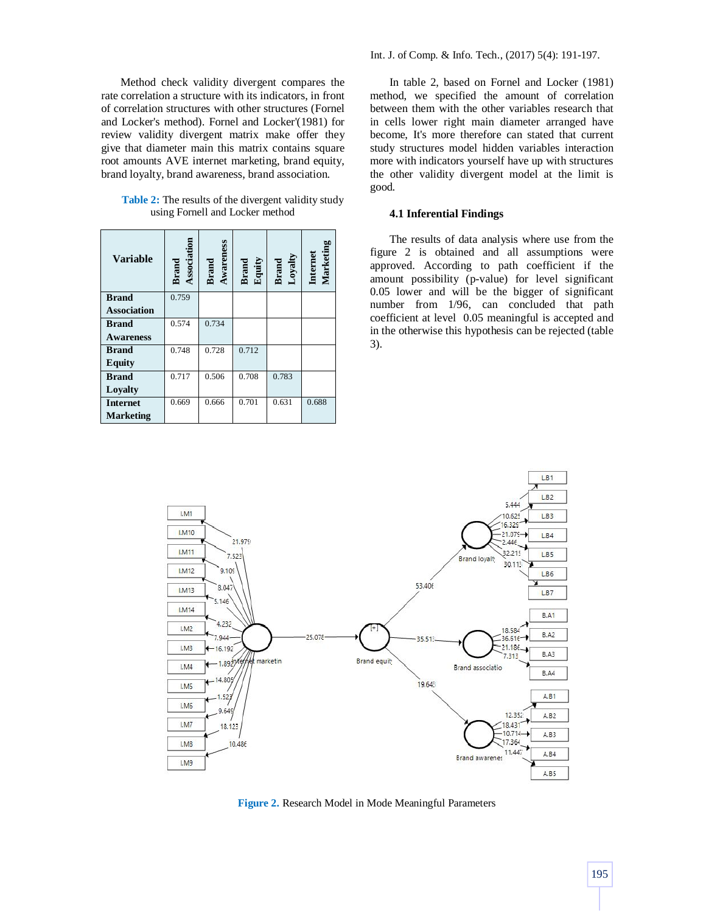Method check validity divergent compares the rate correlation a structure with its indicators, in front of correlation structures with other structures (Fornel and Locker's method). Fornel and Locker'(1981) for review validity divergent matrix make offer they give that diameter main this matrix contains square root amounts AVE internet marketing, brand equity, brand loyalty, brand awareness, brand association.

**Table 2:** The results of the divergent validity study using Fornell and Locker method

| Variable | Brand Association | Brand Awareness | Brand Equity | Brand Loyalty | Internet Marketing |
|---|---|---|---|---|---|
| **Brand Association** | 0.759 | | | | |
| **Brand Awareness** | 0.574 | 0.734 | | | |
| **Brand Equity** | 0.748 | 0.728 | 0.712 | | |
| **Brand Loyalty** | 0.717 | 0.506 | 0.708 | 0.783 | |
| **Internet Marketing** | 0.669 | 0.666 | 0.701 | 0.631 | 0.688 |

In table 2, based on Fornel and Locker (1981) method, we specified the amount of correlation between them with the other variables research that in cells lower right main diameter arranged have become, It's more therefore can stated that current study structures model hidden variables interaction more with indicators yourself have up with structures the other validity divergent model at the limit is good.

### 4.1 Inferential Findings

The results of data analysis where use from the figure 2 is obtained and all assumptions were approved. According to path coefficient if the amount possibility (p-value) for level significant 0.05 lower and will be the bigger of significant number from 1/96, can concluded that path coefficient at level 0.05 meaningful is accepted and in the otherwise this hypothesis can be rejected (table 3).

I.M1
I.M10
I.M11
I.M12
I.M13
I.M14
I.M2
I.M3
I.M4
I.M5
I.M6
I.M7
I.M8
I.M9
21.979
7.523
9.109
8.047
5.146
4.232
7.944
16.192
1.892
14.805
1.523
9.649
18.123
10.486
Internet marketin
25.078
Brand equit
53.406
35.513
19.643
Brand loyalt
5.444
10.625
16.329
21.079
2.446
32.215
30.113
L.B1
L.B2
L.B3
L.B4
L.B5
L.B6
L.B7
Brand associatio
18.584
36.516
21.186
7.313
B.A1
B.A2
B.A3
B.A4
Brand awarenes
12.352
18.431
10.714
17.364
11.447
A.B1
A.B2
A.B3
A.B4
A.B5

**Figure 2.** Research Model in Mode Meaningful Parameters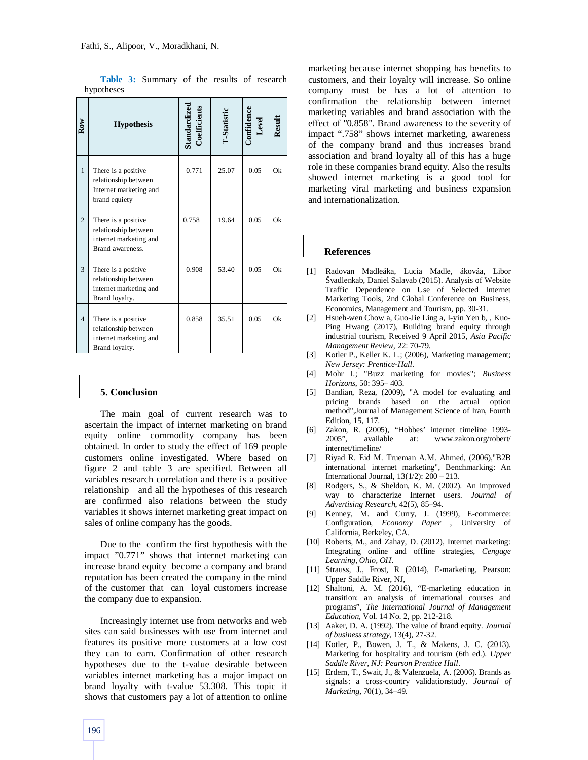**Table 3:** Summary of the results of research hypotheses

| Row | Hypothesis | Standardized Coefficients | T-Statistic | Confidence Level | Result |
|---|---|---|---|---|---|
| 1 | There is a positive relationship between Internet marketing and brand equiety | 0.771 | 25.07 | 0.05 | Ok |
| 2 | There is a positive relationship between internet marketing and Brand awareness. | 0.758 | 19.64 | 0.05 | Ok |
| 3 | There is a positive relationship between internet marketing and Brand loyalty. | 0.908 | 53.40 | 0.05 | Ok |
| 4 | There is a positive relationship between internet marketing and Brand loyalty. | 0.858 | 35.51 | 0.05 | Ok |

## 5. Conclusion

The main goal of current research was to ascertain the impact of internet marketing on brand equity online commodity company has been obtained. In order to study the effect of 169 people customers online investigated. Where based on figure 2 and table 3 are specified. Between all variables research correlation and there is a positive relationship and all the hypotheses of this research are confirmed also relations between the study variables it shows internet marketing great impact on sales of online company has the goods.

Due to the confirm the first hypothesis with the impact "0.771" shows that internet marketing can increase brand equity become a company and brand reputation has been created the company in the mind of the customer that can loyal customers increase the company due to expansion.

Increasingly internet use from networks and web sites can said businesses with use from internet and features its positive more customers at a low cost they can to earn. Confirmation of other research hypotheses due to the t-value desirable between variables internet marketing has a major impact on brand loyalty with t-value 53.308. This topic it shows that customers pay a lot of attention to online marketing because internet shopping has benefits to customers, and their loyalty will increase. So online company must be has a lot of attention to confirmation the relationship between internet marketing variables and brand association with the effect of "0.858". Brand awareness to the severity of impact ".758" shows internet marketing, awareness of the company brand and thus increases brand association and brand loyalty all of this has a huge role in these companies brand equity. Also the results showed internet marketing is a good tool for marketing viral marketing and business expansion and internationalization.

## References

[1] Radovan Madleáka, Lucia Madle, ákováa, Libor Švadlenkab, Daniel Salavab (2015). Analysis of Website Traffic Dependence on Use of Selected Internet Marketing Tools, 2nd Global Conference on Business, Economics, Management and Tourism, pp. 30-31.

[2] Hsueh-wen Chow a, Guo-Jie Ling a, I-yin Yen b, , Kuo-Ping Hwang (2017), Building brand equity through industrial tourism, Received 9 April 2015, *Asia Pacific Management Review*, 22: 70-79.

[3] Kotler P., Keller K. L.; (2006), Marketing management; *New Jersey: Prentice-Hall*.

[4] Mohr I.; "Buzz marketing for movies"; *Business Horizons*, 50: 395– 403.

[5] Bandian, Reza, (2009), "A model for evaluating and pricing brands based on the actual option method",Journal of Management Science of Iran, Fourth Edition, 15, 117.

[6] Zakon, R. (2005), "Hobbes' internet timeline 1993-2005", available at: www.zakon.org/robert/internet/timeline/

[7] Riyad R. Eid M. Trueman A.M. Ahmed, (2006),"B2B international internet marketing", Benchmarking: An International Journal, 13(1/2): 200 – 213.

[8] Rodgers, S., & Sheldon, K. M. (2002). An improved way to characterize Internet users. *Journal of Advertising Research*, 42(5), 85–94.

[9] Kenney, M. and Curry, J. (1999), E-commerce: Configuration, *Economy Paper* , University of California, Berkeley, CA.

[10] Roberts, M., and Zahay, D. (2012), Internet marketing: Integrating online and offline strategies, *Cengage Learning, Ohio, OH*.

[11] Strauss, J., Frost, R (2014), E-marketing, Pearson: Upper Saddle River, NJ,

[12] Shaltoni, A. M. (2016), "E-marketing education in transition: an analysis of international courses and programs", *The International Journal of Management Education*, Vol. 14 No. 2, pp. 212-218.

[13] Aaker, D. A. (1992). The value of brand equity. *Journal of business strategy*, 13(4), 27-32.

[14] Kotler, P., Bowen, J. T., & Makens, J. C. (2013). Marketing for hospitality and tourism (6th ed.). *Upper Saddle River, NJ: Pearson Prentice Hall*.

[15] Erdem, T., Swait, J., & Valenzuela, A. (2006). Brands as signals: a cross-country validationstudy. *Journal of Marketing*, 70(1), 34–49.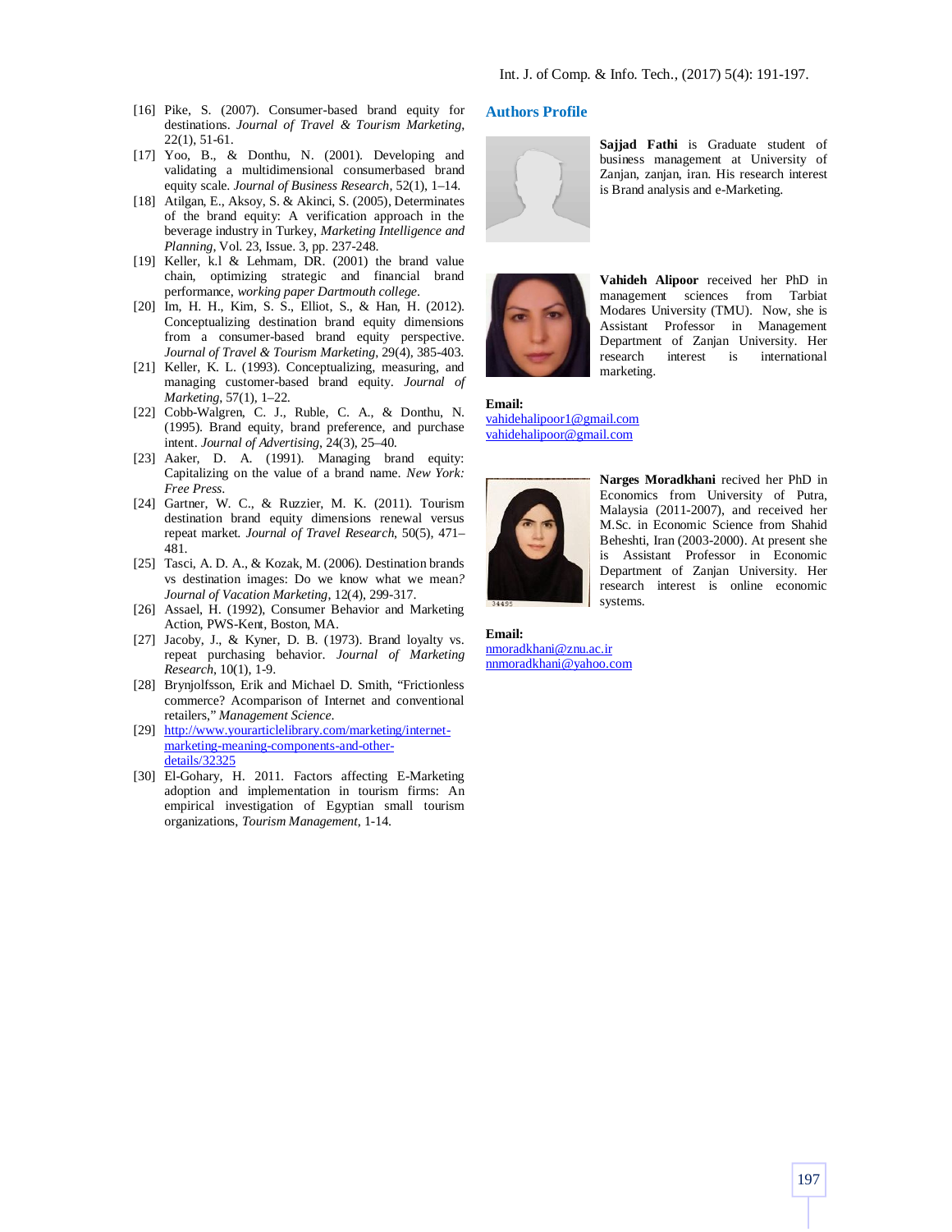[16] Pike, S. (2007). Consumer-based brand equity for destinations. *Journal of Travel & Tourism Marketing*, 22(1), 51-61.

[17] Yoo, B., & Donthu, N. (2001). Developing and validating a multidimensional consumerbased brand equity scale. *Journal of Business Research*, 52(1), 1–14.

[18] Atilgan, E., Aksoy, S. & Akinci, S. (2005), Determinates of the brand equity: A verification approach in the beverage industry in Turkey, *Marketing Intelligence and Planning*, Vol. 23, Issue. 3, pp. 237-248.

[19] Keller, k.l & Lehmam, DR. (2001) the brand value chain, optimizing strategic and financial brand performance, *working paper Dartmouth college*.

[20] Im, H. H., Kim, S. S., Elliot, S., & Han, H. (2012). Conceptualizing destination brand equity dimensions from a consumer-based brand equity perspective. *Journal of Travel & Tourism Marketing*, 29(4), 385-403.

[21] Keller, K. L. (1993). Conceptualizing, measuring, and managing customer-based brand equity. *Journal of Marketing*, 57(1), 1–22.

[22] Cobb-Walgren, C. J., Ruble, C. A., & Donthu, N. (1995). Brand equity, brand preference, and purchase intent. *Journal of Advertising*, 24(3), 25–40.

[23] Aaker, D. A. (1991). Managing brand equity: Capitalizing on the value of a brand name. *New York: Free Press*.

[24] Gartner, W. C., & Ruzzier, M. K. (2011). Tourism destination brand equity dimensions renewal versus repeat market. *Journal of Travel Research*, 50(5), 471–481.

[25] Tasci, A. D. A., & Kozak, M. (2006). Destination brands vs destination images: Do we know what we mean? *Journal of Vacation Marketing*, 12(4), 299-317.

[26] Assael, H. (1992), Consumer Behavior and Marketing Action, PWS-Kent, Boston, MA.

[27] Jacoby, J., & Kyner, D. B. (1973). Brand loyalty vs. repeat purchasing behavior. *Journal of Marketing Research*, 10(1), 1-9.

[28] Brynjolfsson, Erik and Michael D. Smith, "Frictionless commerce? Acomparison of Internet and conventional retailers," *Management Science*.

[29] http://www.yourarticlelibrary.com/marketing/internet-marketing-meaning-components-and-other-details/32325

[30] El-Gohary, H. 2011. Factors affecting E-Marketing adoption and implementation in tourism firms: An empirical investigation of Egyptian small tourism organizations, *Tourism Management*, 1-14.

## Authors Profile

**Sajjad Fathi** is Graduate student of business management at University of Zanjan, zanjan, iran. His research interest is Brand analysis and e-Marketing.

**Vahideh Alipoor** received her PhD in management sciences from Tarbiat Modares University (TMU). Now, she is Assistant Professor in Management Department of Zanjan University. Her research interest is international marketing.

**Email:**
vahidehalipoor1@gmail.com
vahidehalipoor@gmail.com

**Narges Moradkhani** recived her PhD in Economics from University of Putra, Malaysia (2011-2007), and received her M.Sc. in Economic Science from Shahid Beheshti, Iran (2003-2000). At present she is Assistant Professor in Economic Department of Zanjan University. Her research interest is online economic systems.

**Email:**
nmoradkhani@znu.ac.ir
nnmoradkhani@yahoo.com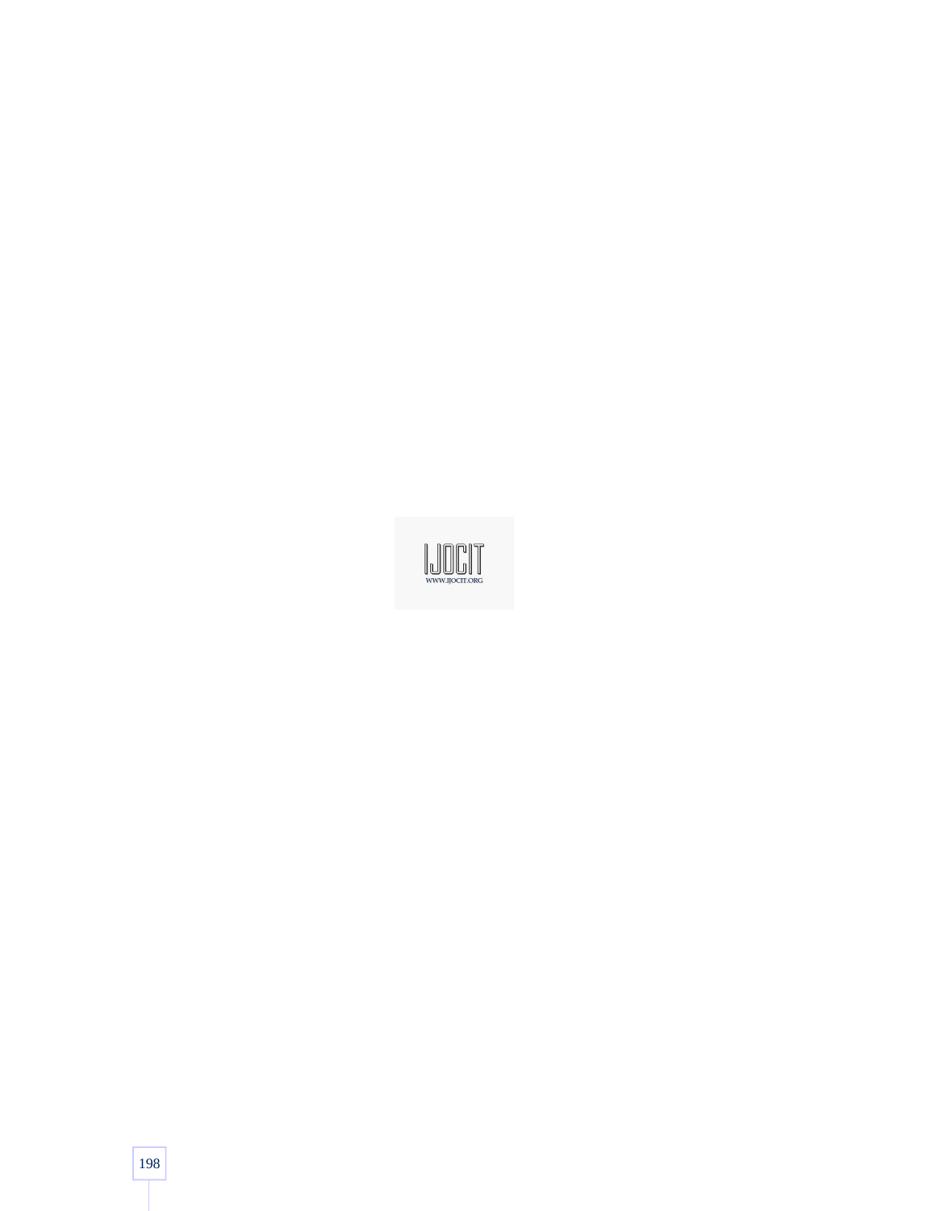IJOCIT

WWW.IJOCIT.ORG